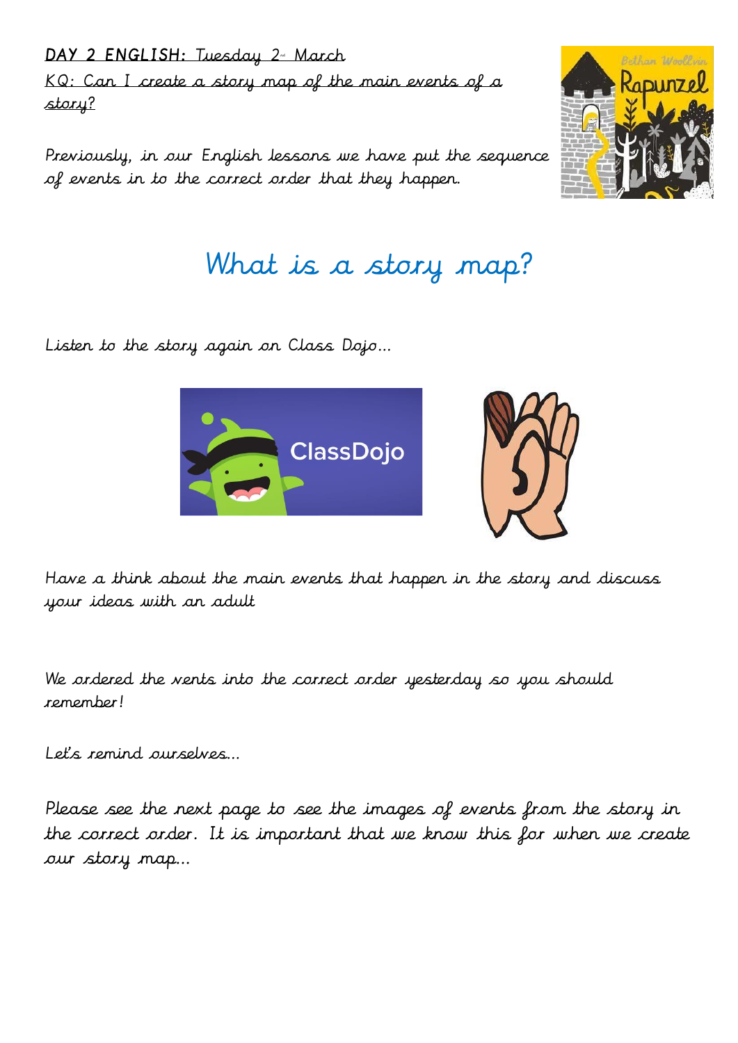**DAY 2 ENGLISH:** Tuesday 2nd March

KQ: Can I create a story map of the main events of a story?

Previously, in our English lessons we have put the sequence of events in to the correct order that they happen.

# What is a story map?

Listen to the story again on Class Dojo…

Have a think about the main events that happen in the story and discuss your ideas with an adult

We ordered the vents into the correct order yesterday so you should remember!

Let's remind ourselves…

Please see the next page to see the images of events from the story in the correct order. It is important that we know this for when we create our story map…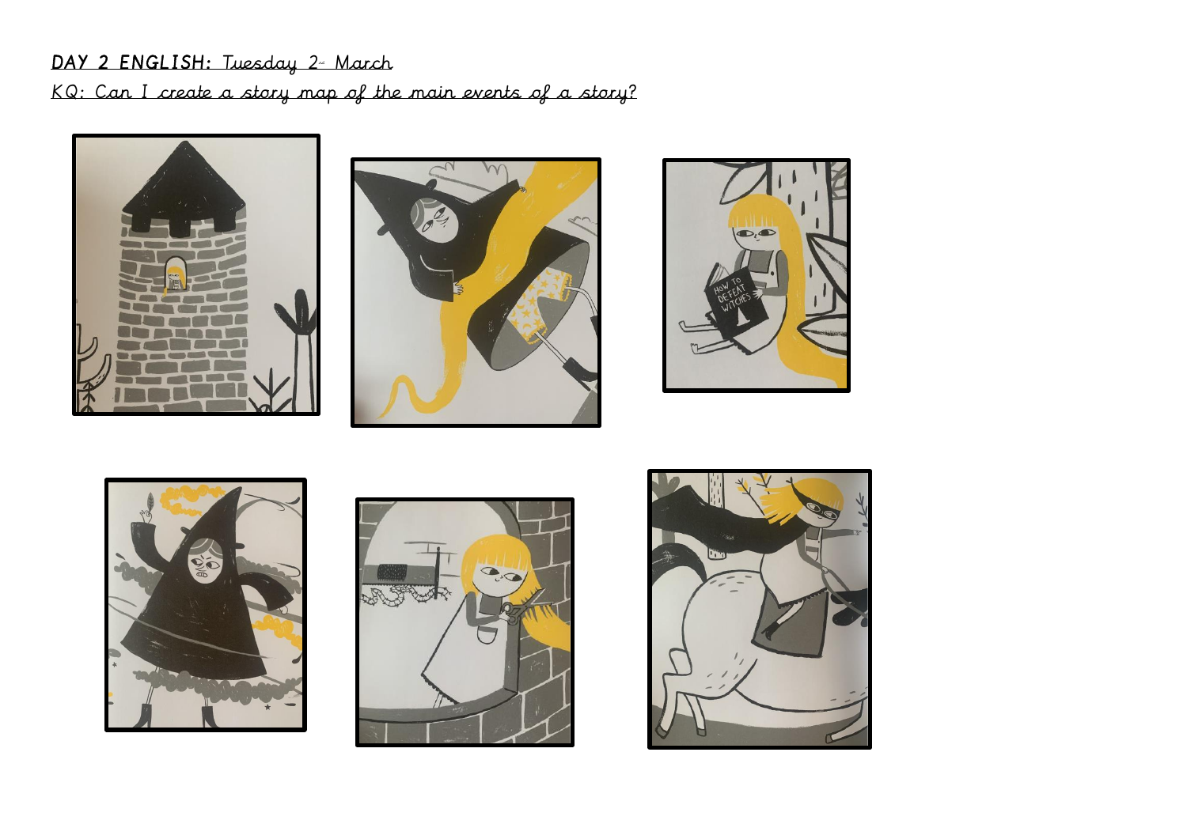**DAY 2 ENGLISH:** Tuesday 2nd March

KQ: Can I create a story map of the main events of a story?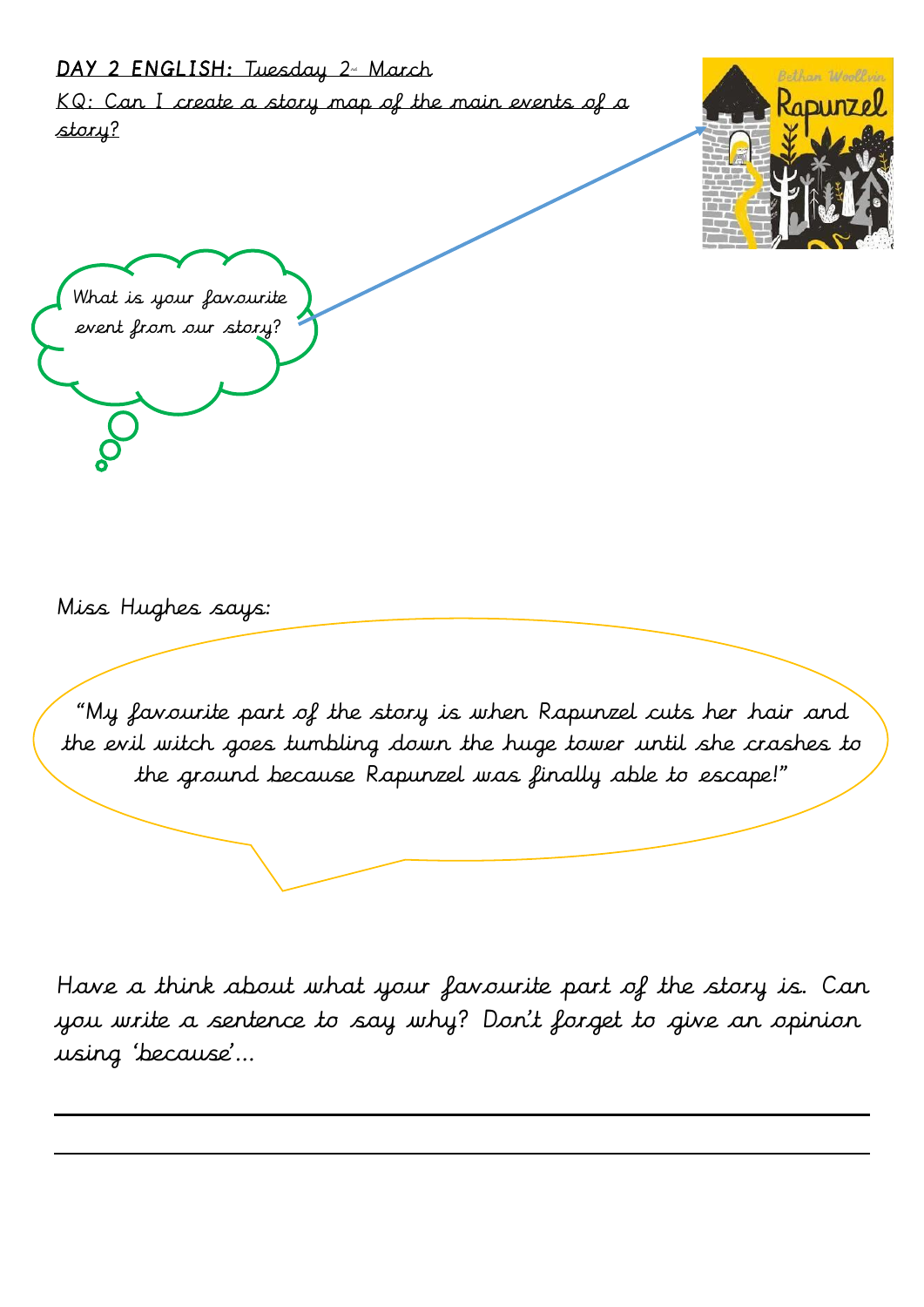**DAY 2 ENGLISH:** Tuesday 2nd March

KQ: Can I create a story map of the main events of a story?

What is your favourite event from our story?

Miss Hughes says:

"My favourite part of the story is when Rapunzel cuts her hair and the evil witch goes tumbling down the huge tower until she crashes to the ground because Rapunzel was finally able to escape!"

Have a think about what your favourite part of the story is. Can you write a sentence to say why? Don't forget to give an opinion using 'because'...

_______________________________________________

_______________________________________________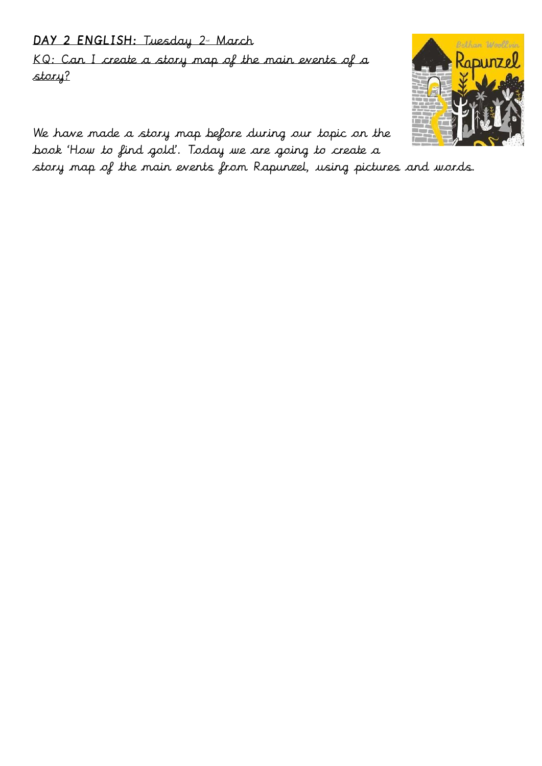**DAY 2 ENGLISH:** Tuesday 2nd March

KQ: Can I create a story map of the main events of a story?

We have made a story map before during our topic on the book 'How to find gold'. Today we are going to create a story map of the main events from Rapunzel, using pictures and words.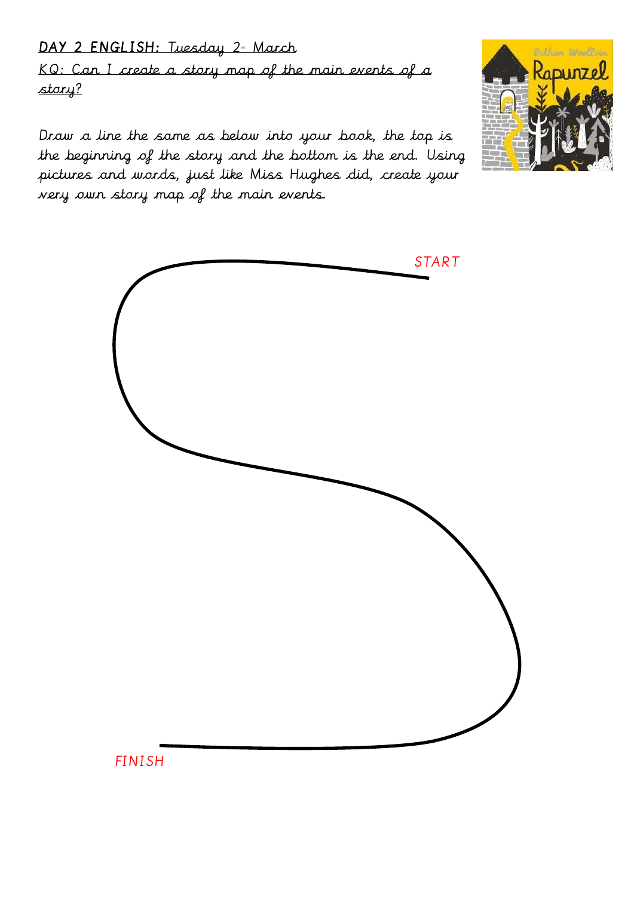**DAY 2 ENGLISH:** Tuesday 2nd March

KQ: Can I create a story map of the main events of a story?

Draw a line the same as below into your book, the top is the beginning of the story and the bottom is the end. Using pictures and words, just like Miss Hughes did, create your very own story map of the main events.

START

FINISH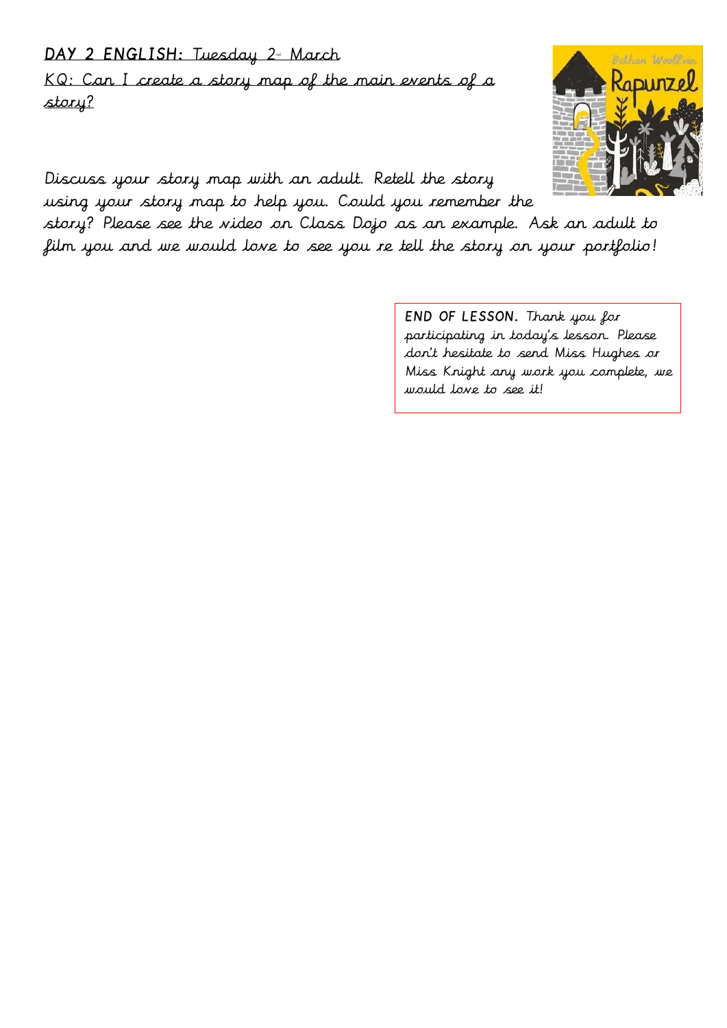**DAY 2 ENGLISH:** Tuesday 2nd March

KQ: Can I create a story map of the main events of a story?

Discuss your story map with an adult. Retell the story using your story map to help you. Could you remember the story? Please see the video on Class Dojo as an example. Ask an adult to film you and we would love to see you re tell the story on your portfolio!

**END OF LESSON.** Thank you for participating in today's lesson. Please don't hesitate to send Miss Hughes or Miss Knight any work you complete, we would love to see it!